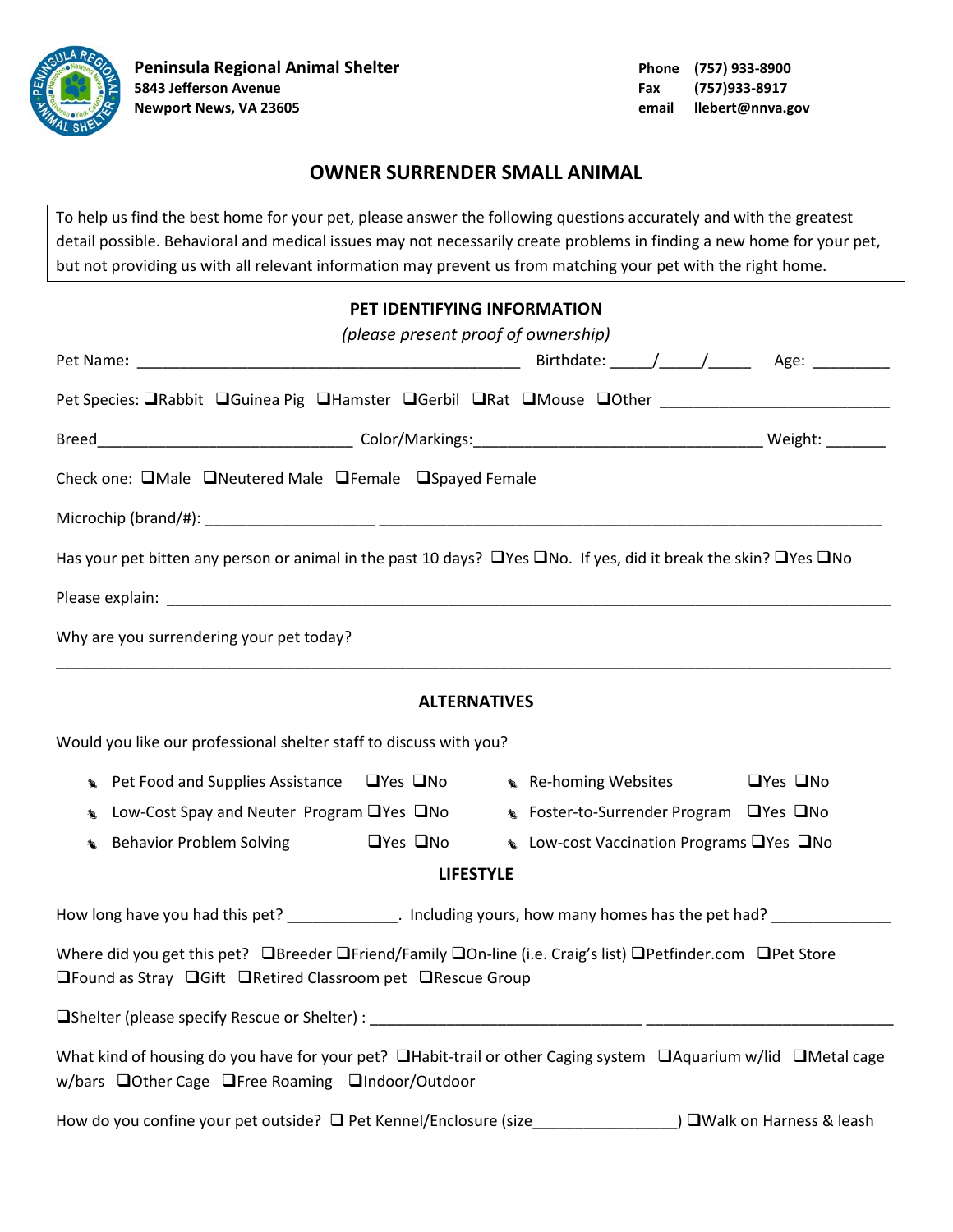**Peninsula Regional Animal Shelter**
**5843 Jefferson Avenue**
**Newport News, VA 23605**

**Phone** (757) 933-8900
**Fax** (757)933-8917
**email** llebert@nnva.gov

## OWNER SURRENDER SMALL ANIMAL

To help us find the best home for your pet, please answer the following questions accurately and with the greatest detail possible. Behavioral and medical issues may not necessarily create problems in finding a new home for your pet, but not providing us with all relevant information may prevent us from matching your pet with the right home.

### PET IDENTIFYING INFORMATION

*(please present proof of ownership)*

Pet Name: ______________________________________________ Birthdate: _____/_____/_____ Age: _________

Pet Species: ❑Rabbit ❑Guinea Pig ❑Hamster ❑Gerbil ❑Rat ❑Mouse ❑Other ___________________________

Breed______________________________ Color/Markings:__________________________________ Weight: _______

Check one: ❑Male ❑Neutered Male ❑Female ❑Spayed Female

Microchip (brand/#): ____________________ ______________________________________________________________

Has your pet bitten any person or animal in the past 10 days? ❑Yes ❑No. If yes, did it break the skin? ❑Yes ❑No

Please explain: ________________________________________________________________________________

Why are you surrendering your pet today?

________________________________________________________________________________________________

### ALTERNATIVES

Would you like our professional shelter staff to discuss with you?

- Pet Food and Supplies Assistance ❑Yes ❑No
- Low-Cost Spay and Neuter Program ❑Yes ❑No
- Behavior Problem Solving ❑Yes ❑No
- Re-homing Websites ❑Yes ❑No
- Foster-to-Surrender Program ❑Yes ❑No
- Low-cost Vaccination Programs ❑Yes ❑No

### LIFESTYLE

How long have you had this pet? _____________. Including yours, how many homes has the pet had? ______________

Where did you get this pet? ❑Breeder ❑Friend/Family ❑On-line (i.e. Craig's list) ❑Petfinder.com ❑Pet Store ❑Found as Stray ❑Gift ❑Retired Classroom pet ❑Rescue Group

❑Shelter (please specify Rescue or Shelter) : _________________________________ _____________________________

What kind of housing do you have for your pet? ❑Habit-trail or other Caging system ❑Aquarium w/lid ❑Metal cage w/bars ❑Other Cage ❑Free Roaming ❑Indoor/Outdoor

How do you confine your pet outside? ❑ Pet Kennel/Enclosure (size_________________) ❑Walk on Harness & leash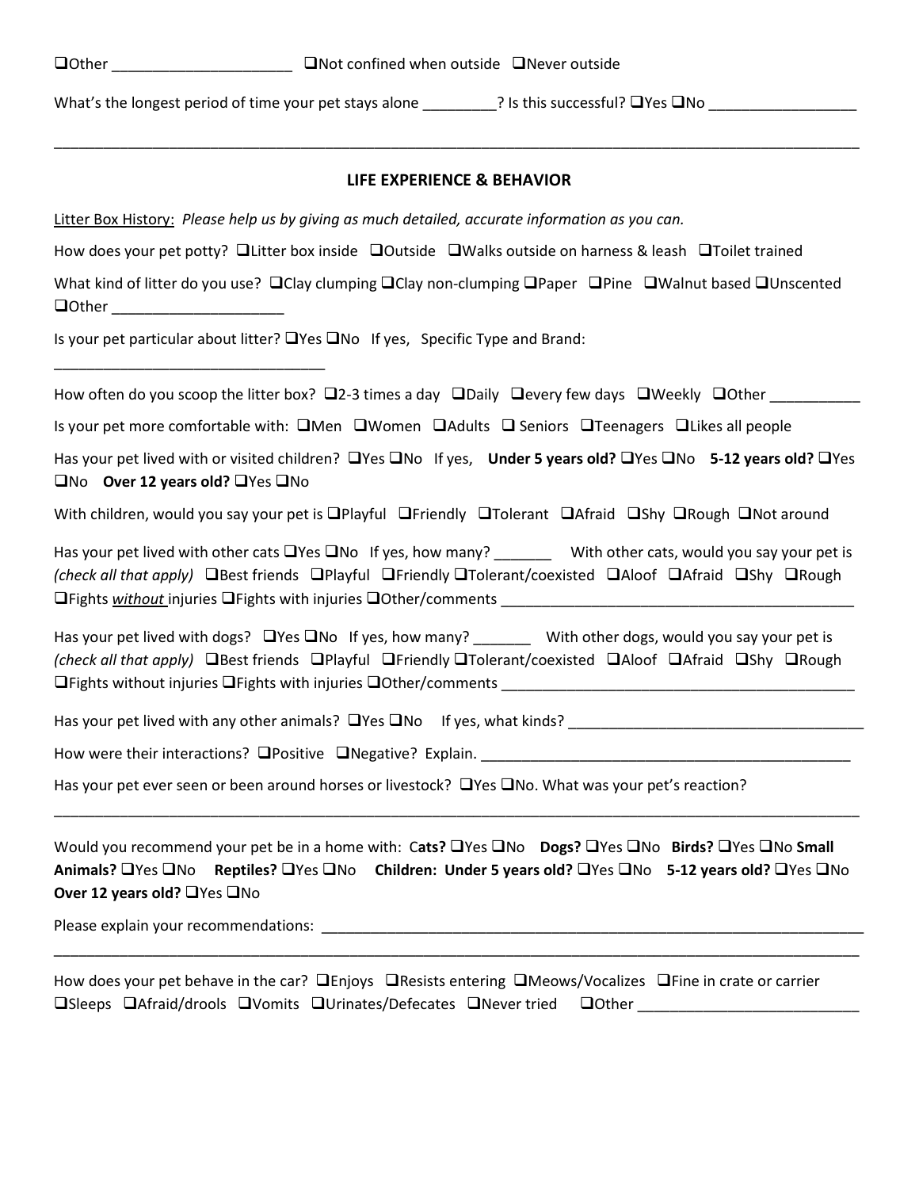❑Other ______________________ ❑Not confined when outside ❑Never outside

What's the longest period of time your pet stays alone _________? Is this successful? ❑Yes ❑No __________________

_______________________________________________________________________________________________

## LIFE EXPERIENCE & BEHAVIOR

Litter Box History: *Please help us by giving as much detailed, accurate information as you can.*

How does your pet potty? ❑Litter box inside ❑Outside ❑Walks outside on harness & leash ❑Toilet trained

What kind of litter do you use? ❑Clay clumping ❑Clay non-clumping ❑Paper ❑Pine ❑Walnut based ❑Unscented ❑Other _____________________

Is your pet particular about litter? ❑Yes ❑No If yes, Specific Type and Brand: _________________________________

How often do you scoop the litter box? ❑2-3 times a day ❑Daily ❑every few days ❑Weekly ❑Other ___________

Is your pet more comfortable with: ❑Men ❑Women ❑Adults ❑ Seniors ❑Teenagers ❑Likes all people

Has your pet lived with or visited children? ❑Yes ❑No If yes, **Under 5 years old?** ❑Yes ❑No **5-12 years old?** ❑Yes ❑No **Over 12 years old?** ❑Yes ❑No

With children, would you say your pet is ❑Playful ❑Friendly ❑Tolerant ❑Afraid ❑Shy ❑Rough ❑Not around

Has your pet lived with other cats ❑Yes ❑No If yes, how many? _______ With other cats, would you say your pet is *(check all that apply)* ❑Best friends ❑Playful ❑Friendly ❑Tolerant/coexisted ❑Aloof ❑Afraid ❑Shy ❑Rough ❑Fights *without* injuries ❑Fights with injuries ❑Other/comments ____________________________________________

Has your pet lived with dogs? ❑Yes ❑No If yes, how many? _______ With other dogs, would you say your pet is *(check all that apply)* ❑Best friends ❑Playful ❑Friendly ❑Tolerant/coexisted ❑Aloof ❑Afraid ❑Shy ❑Rough ❑Fights without injuries ❑Fights with injuries ❑Other/comments ____________________________________________

Has your pet lived with any other animals? ❑Yes ❑No If yes, what kinds? ____________________________________

How were their interactions? ❑Positive ❑Negative? Explain. _______________________________________________

Has your pet ever seen or been around horses or livestock? ❑Yes ❑No. What was your pet's reaction?

_______________________________________________________________________________________________

Would you recommend your pet be in a home with: C**ats?** ❑Yes ❑No **Dogs?** ❑Yes ❑No **Birds?** ❑Yes ❑No **Small Animals?** ❑Yes ❑No **Reptiles?** ❑Yes ❑No **Children: Under 5 years old?** ❑Yes ❑No **5-12 years old?** ❑Yes ❑No **Over 12 years old?** ❑Yes ❑No

Please explain your recommendations: ____________________________________________________________________

_______________________________________________________________________________________________

How does your pet behave in the car? ❑Enjoys ❑Resists entering ❑Meows/Vocalizes ❑Fine in crate or carrier ❑Sleeps ❑Afraid/drools ❑Vomits ❑Urinates/Defecates ❑Never tried ❑Other ___________________________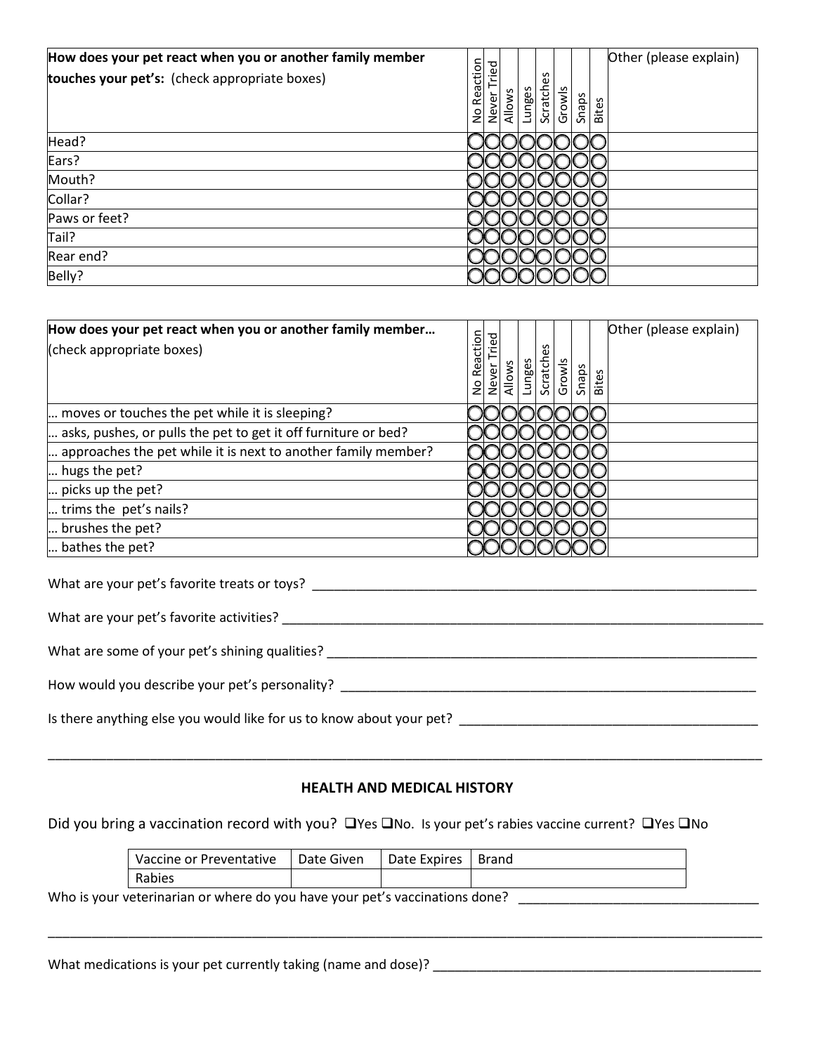| **How does your pet react when you or another family member touches your pet's:** (check appropriate boxes) | No Reaction | Never Tried | Allows | Lunges | Scratches | Growls | Snaps | Bites | Other (please explain) |
|---|---|---|---|---|---|---|---|---|---|
| Head? | ◯ | ◯ | ◯ | ◯ | ◯ | ◯ | ◯ | ◯ | |
| Ears? | ◯ | ◯ | ◯ | ◯ | ◯ | ◯ | ◯ | ◯ | |
| Mouth? | ◯ | ◯ | ◯ | ◯ | ◯ | ◯ | ◯ | ◯ | |
| Collar? | ◯ | ◯ | ◯ | ◯ | ◯ | ◯ | ◯ | ◯ | |
| Paws or feet? | ◯ | ◯ | ◯ | ◯ | ◯ | ◯ | ◯ | ◯ | |
| Tail? | ◯ | ◯ | ◯ | ◯ | ◯ | ◯ | ◯ | ◯ | |
| Rear end? | ◯ | ◯ | ◯ | ◯ | ◯ | ◯ | ◯ | ◯ | |
| Belly? | ◯ | ◯ | ◯ | ◯ | ◯ | ◯ | ◯ | ◯ | |

| **How does your pet react when you or another family member…** (check appropriate boxes) | No Reaction | Never Tried | Allows | Lunges | Scratches | Growls | Snaps | Bites | Other (please explain) |
|---|---|---|---|---|---|---|---|---|---|
| … moves or touches the pet while it is sleeping? | ◯ | ◯ | ◯ | ◯ | ◯ | ◯ | ◯ | ◯ | |
| … asks, pushes, or pulls the pet to get it off furniture or bed? | ◯ | ◯ | ◯ | ◯ | ◯ | ◯ | ◯ | ◯ | |
| … approaches the pet while it is next to another family member? | ◯ | ◯ | ◯ | ◯ | ◯ | ◯ | ◯ | ◯ | |
| … hugs the pet? | ◯ | ◯ | ◯ | ◯ | ◯ | ◯ | ◯ | ◯ | |
| … picks up the pet? | ◯ | ◯ | ◯ | ◯ | ◯ | ◯ | ◯ | ◯ | |
| … trims the pet's nails? | ◯ | ◯ | ◯ | ◯ | ◯ | ◯ | ◯ | ◯ | |
| … brushes the pet? | ◯ | ◯ | ◯ | ◯ | ◯ | ◯ | ◯ | ◯ | |
| … bathes the pet? | ◯ | ◯ | ◯ | ◯ | ◯ | ◯ | ◯ | ◯ | |

What are your pet's favorite treats or toys? ______________________________________________________________

What are your pet's favorite activities? ___________________________________________________________________

What are some of your pet's shining qualities? ______________________________________________________________

How would you describe your pet's personality? ______________________________________________________________

Is there anything else you would like for us to know about your pet? ________________________________________

______________________________________________________________________________________________________

## HEALTH AND MEDICAL HISTORY

Did you bring a vaccination record with you? ❑Yes ❑No. Is your pet's rabies vaccine current? ❑Yes ❑No

| Vaccine or Preventative | Date Given | Date Expires | Brand |
|---|---|---|---|
| Rabies | | | |

Who is your veterinarian or where do you have your pet's vaccinations done? _________________________________

______________________________________________________________________________________________________

What medications is your pet currently taking (name and dose)? _____________________________________________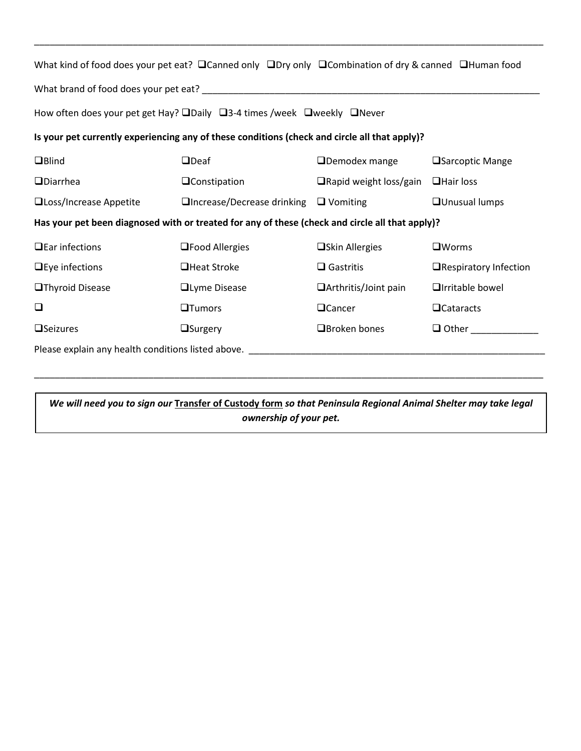_______________________________________________________________________________________________

What kind of food does your pet eat? ❑Canned only ❑Dry only ❑Combination of dry & canned ❑Human food

What brand of food does your pet eat? _______________________________________________________________

How often does your pet get Hay? ❑Daily ❑3-4 times /week ❑weekly ❑Never

**Is your pet currently experiencing any of these conditions (check and circle all that apply)?**

| | | | |
|---|---|---|---|
| ❑Blind | ❑Deaf | ❑Demodex mange | ❑Sarcoptic Mange |
| ❑Diarrhea | ❑Constipation | ❑Rapid weight loss/gain | ❑Hair loss |
| ❑Loss/Increase Appetite | ❑Increase/Decrease drinking | ❑ Vomiting | ❑Unusual lumps |

**Has your pet been diagnosed with or treated for any of these (check and circle all that apply)?**

| | | | |
|---|---|---|---|
| ❑Ear infections | ❑Food Allergies | ❑Skin Allergies | ❑Worms |
| ❑Eye infections | ❑Heat Stroke | ❑ Gastritis | ❑Respiratory Infection |
| ❑Thyroid Disease | ❑Lyme Disease | ❑Arthritis/Joint pain | ❑Irritable bowel |
| ❑ | ❑Tumors | ❑Cancer | ❑Cataracts |
| ❑Seizures | ❑Surgery | ❑Broken bones | ❑ Other _____________ |

Please explain any health conditions listed above. __________________________________________________________

_______________________________________________________________________________________________

*We will need you to sign our* **Transfer of Custody form** *so that Peninsula Regional Animal Shelter may take legal ownership of your pet.*